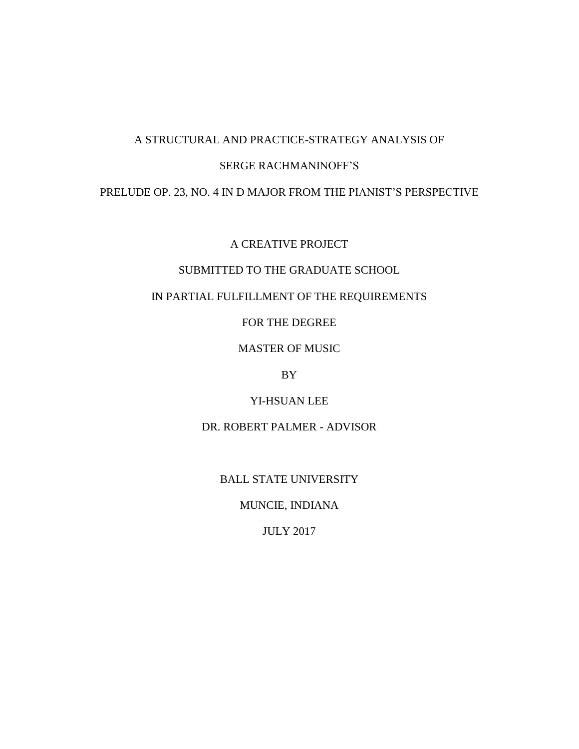# A STRUCTURAL AND PRACTICE-STRATEGY ANALYSIS OF

# SERGE RACHMANINOFF'S

# PRELUDE OP. 23, NO. 4 IN D MAJOR FROM THE PIANIST'S PERSPECTIVE

A CREATIVE PROJECT

SUBMITTED TO THE GRADUATE SCHOOL

IN PARTIAL FULFILLMENT OF THE REQUIREMENTS

FOR THE DEGREE

MASTER OF MUSIC

BY

YI-HSUAN LEE

DR. ROBERT PALMER - ADVISOR

BALL STATE UNIVERSITY

MUNCIE, INDIANA

JULY 2017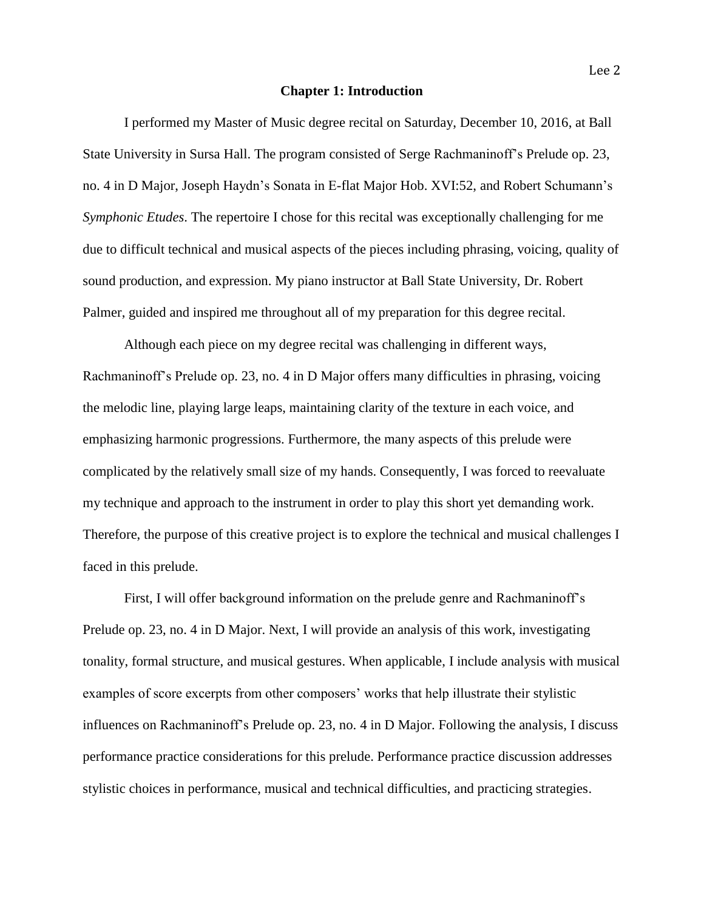# Chapter 1: Introduction

I performed my Master of Music degree recital on Saturday, December 10, 2016, at Ball State University in Sursa Hall. The program consisted of Serge Rachmaninoff's Prelude op. 23, no. 4 in D Major, Joseph Haydn's Sonata in E-flat Major Hob. XVI:52, and Robert Schumann's *Symphonic Etudes*. The repertoire I chose for this recital was exceptionally challenging for me due to difficult technical and musical aspects of the pieces including phrasing, voicing, quality of sound production, and expression. My piano instructor at Ball State University, Dr. Robert Palmer, guided and inspired me throughout all of my preparation for this degree recital.

Although each piece on my degree recital was challenging in different ways, Rachmaninoff's Prelude op. 23, no. 4 in D Major offers many difficulties in phrasing, voicing the melodic line, playing large leaps, maintaining clarity of the texture in each voice, and emphasizing harmonic progressions. Furthermore, the many aspects of this prelude were complicated by the relatively small size of my hands. Consequently, I was forced to reevaluate my technique and approach to the instrument in order to play this short yet demanding work. Therefore, the purpose of this creative project is to explore the technical and musical challenges I faced in this prelude.

First, I will offer background information on the prelude genre and Rachmaninoff's Prelude op. 23, no. 4 in D Major. Next, I will provide an analysis of this work, investigating tonality, formal structure, and musical gestures. When applicable, I include analysis with musical examples of score excerpts from other composers' works that help illustrate their stylistic influences on Rachmaninoff's Prelude op. 23, no. 4 in D Major. Following the analysis, I discuss performance practice considerations for this prelude. Performance practice discussion addresses stylistic choices in performance, musical and technical difficulties, and practicing strategies.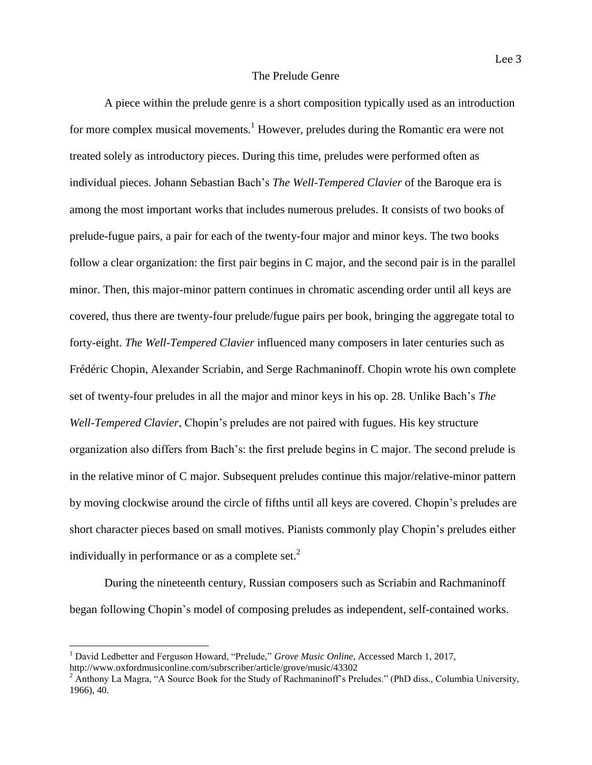## The Prelude Genre

A piece within the prelude genre is a short composition typically used as an introduction for more complex musical movements.[1] However, preludes during the Romantic era were not treated solely as introductory pieces. During this time, preludes were performed often as individual pieces. Johann Sebastian Bach's *The Well-Tempered Clavier* of the Baroque era is among the most important works that includes numerous preludes. It consists of two books of prelude-fugue pairs, a pair for each of the twenty-four major and minor keys. The two books follow a clear organization: the first pair begins in C major, and the second pair is in the parallel minor. Then, this major-minor pattern continues in chromatic ascending order until all keys are covered, thus there are twenty-four prelude/fugue pairs per book, bringing the aggregate total to forty-eight. *The Well-Tempered Clavier* influenced many composers in later centuries such as Frédéric Chopin, Alexander Scriabin, and Serge Rachmaninoff. Chopin wrote his own complete set of twenty-four preludes in all the major and minor keys in his op. 28. Unlike Bach's *The Well-Tempered Clavier*, Chopin's preludes are not paired with fugues. His key structure organization also differs from Bach's: the first prelude begins in C major. The second prelude is in the relative minor of C major. Subsequent preludes continue this major/relative-minor pattern by moving clockwise around the circle of fifths until all keys are covered. Chopin's preludes are short character pieces based on small motives. Pianists commonly play Chopin's preludes either individually in performance or as a complete set.[2]

During the nineteenth century, Russian composers such as Scriabin and Rachmaninoff began following Chopin's model of composing preludes as independent, self-contained works.

---

[1] David Ledbetter and Ferguson Howard, "Prelude," *Grove Music Online*, Accessed March 1, 2017, http://www.oxfordmusiconline.com/subrscriber/article/grove/music/43302

[2] Anthony La Magra, "A Source Book for the Study of Rachmaninoff's Preludes." (PhD diss., Columbia University, 1966), 40.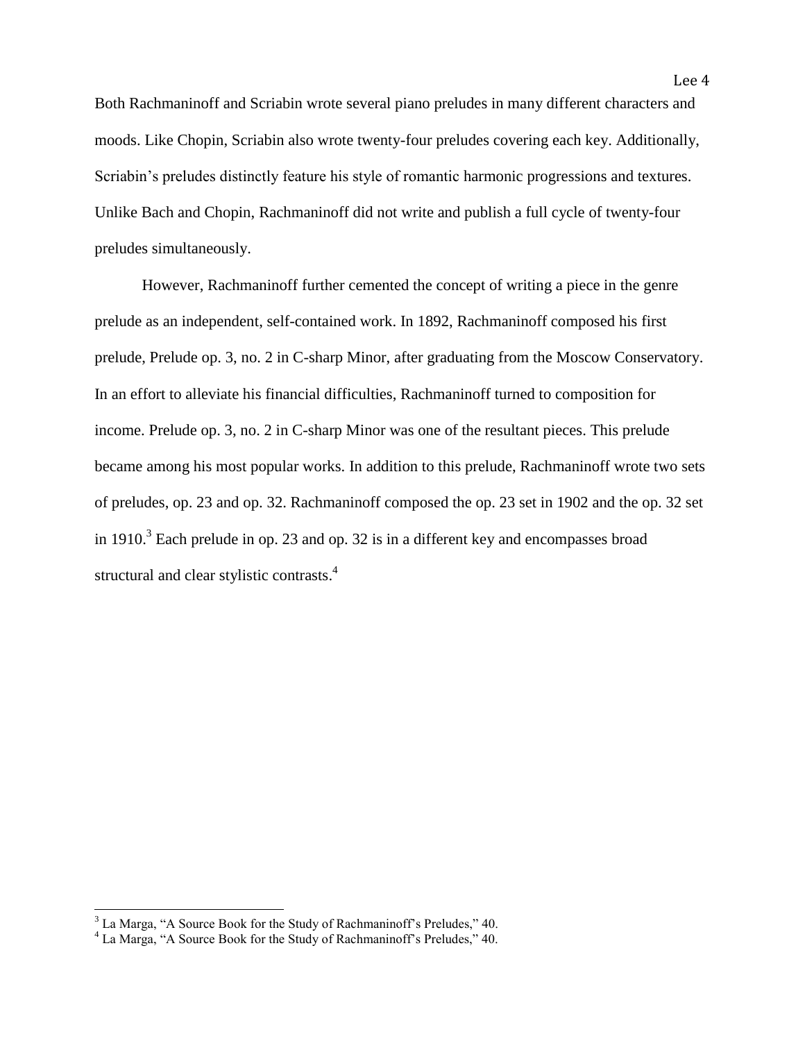Both Rachmaninoff and Scriabin wrote several piano preludes in many different characters and moods. Like Chopin, Scriabin also wrote twenty-four preludes covering each key. Additionally, Scriabin's preludes distinctly feature his style of romantic harmonic progressions and textures. Unlike Bach and Chopin, Rachmaninoff did not write and publish a full cycle of twenty-four preludes simultaneously.

However, Rachmaninoff further cemented the concept of writing a piece in the genre prelude as an independent, self-contained work. In 1892, Rachmaninoff composed his first prelude, Prelude op. 3, no. 2 in C-sharp Minor, after graduating from the Moscow Conservatory. In an effort to alleviate his financial difficulties, Rachmaninoff turned to composition for income. Prelude op. 3, no. 2 in C-sharp Minor was one of the resultant pieces. This prelude became among his most popular works. In addition to this prelude, Rachmaninoff wrote two sets of preludes, op. 23 and op. 32. Rachmaninoff composed the op. 23 set in 1902 and the op. 32 set in 1910.[3] Each prelude in op. 23 and op. 32 is in a different key and encompasses broad structural and clear stylistic contrasts.[4]

---

[3] La Marga, "A Source Book for the Study of Rachmaninoff's Preludes," 40.

[4] La Marga, "A Source Book for the Study of Rachmaninoff's Preludes," 40.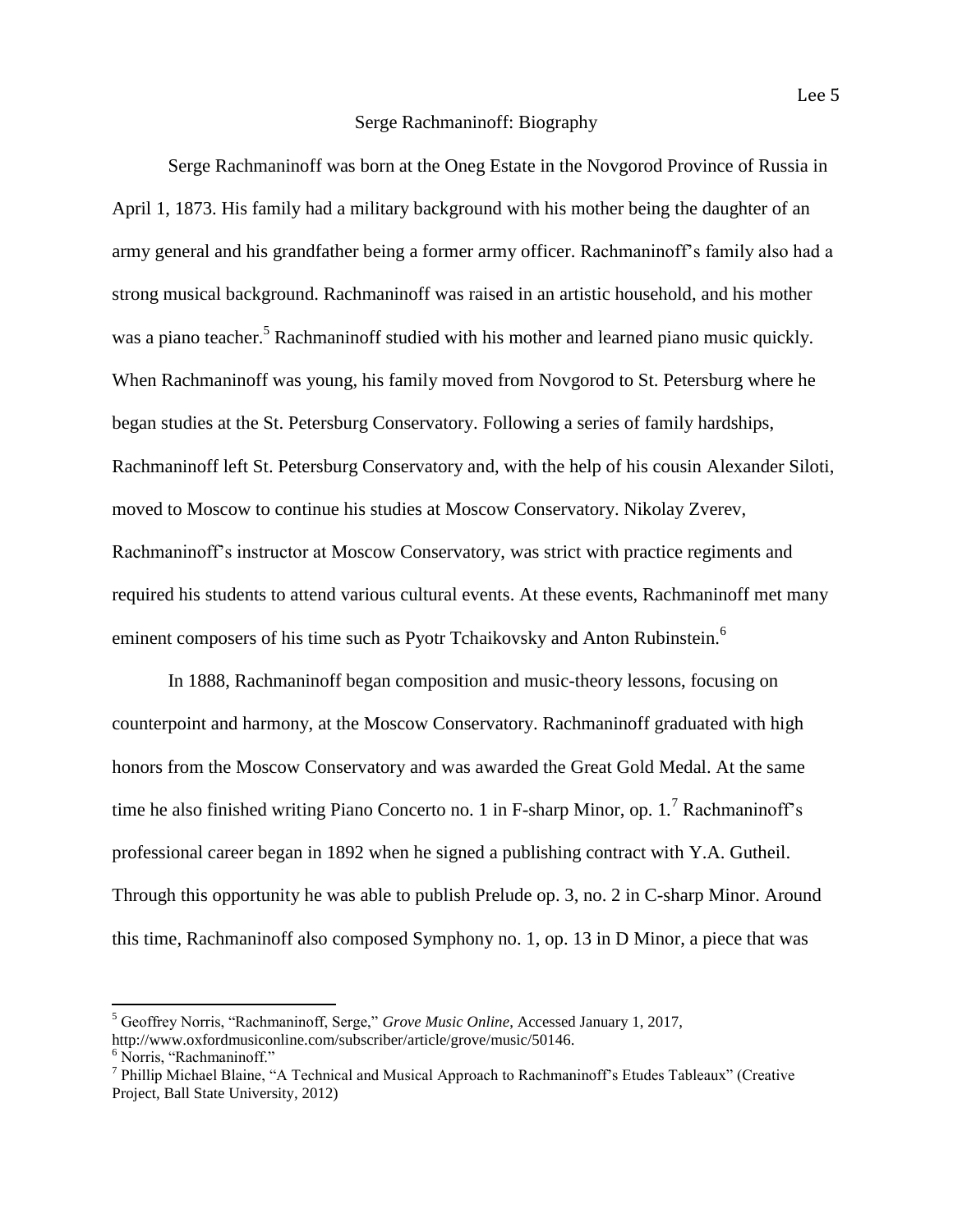# Serge Rachmaninoff: Biography

Serge Rachmaninoff was born at the Oneg Estate in the Novgorod Province of Russia in April 1, 1873. His family had a military background with his mother being the daughter of an army general and his grandfather being a former army officer. Rachmaninoff's family also had a strong musical background. Rachmaninoff was raised in an artistic household, and his mother was a piano teacher.[5] Rachmaninoff studied with his mother and learned piano music quickly. When Rachmaninoff was young, his family moved from Novgorod to St. Petersburg where he began studies at the St. Petersburg Conservatory. Following a series of family hardships, Rachmaninoff left St. Petersburg Conservatory and, with the help of his cousin Alexander Siloti, moved to Moscow to continue his studies at Moscow Conservatory. Nikolay Zverev, Rachmaninoff's instructor at Moscow Conservatory, was strict with practice regiments and required his students to attend various cultural events. At these events, Rachmaninoff met many eminent composers of his time such as Pyotr Tchaikovsky and Anton Rubinstein.[6]

In 1888, Rachmaninoff began composition and music-theory lessons, focusing on counterpoint and harmony, at the Moscow Conservatory. Rachmaninoff graduated with high honors from the Moscow Conservatory and was awarded the Great Gold Medal. At the same time he also finished writing Piano Concerto no. 1 in F-sharp Minor, op. 1.[7] Rachmaninoff's professional career began in 1892 when he signed a publishing contract with Y.A. Gutheil. Through this opportunity he was able to publish Prelude op. 3, no. 2 in C-sharp Minor. Around this time, Rachmaninoff also composed Symphony no. 1, op. 13 in D Minor, a piece that was

---

[5] Geoffrey Norris, "Rachmaninoff, Serge," *Grove Music Online*, Accessed January 1, 2017, http://www.oxfordmusiconline.com/subscriber/article/grove/music/50146.

[6] Norris, "Rachmaninoff."

[7] Phillip Michael Blaine, "A Technical and Musical Approach to Rachmaninoff's Etudes Tableaux" (Creative Project, Ball State University, 2012)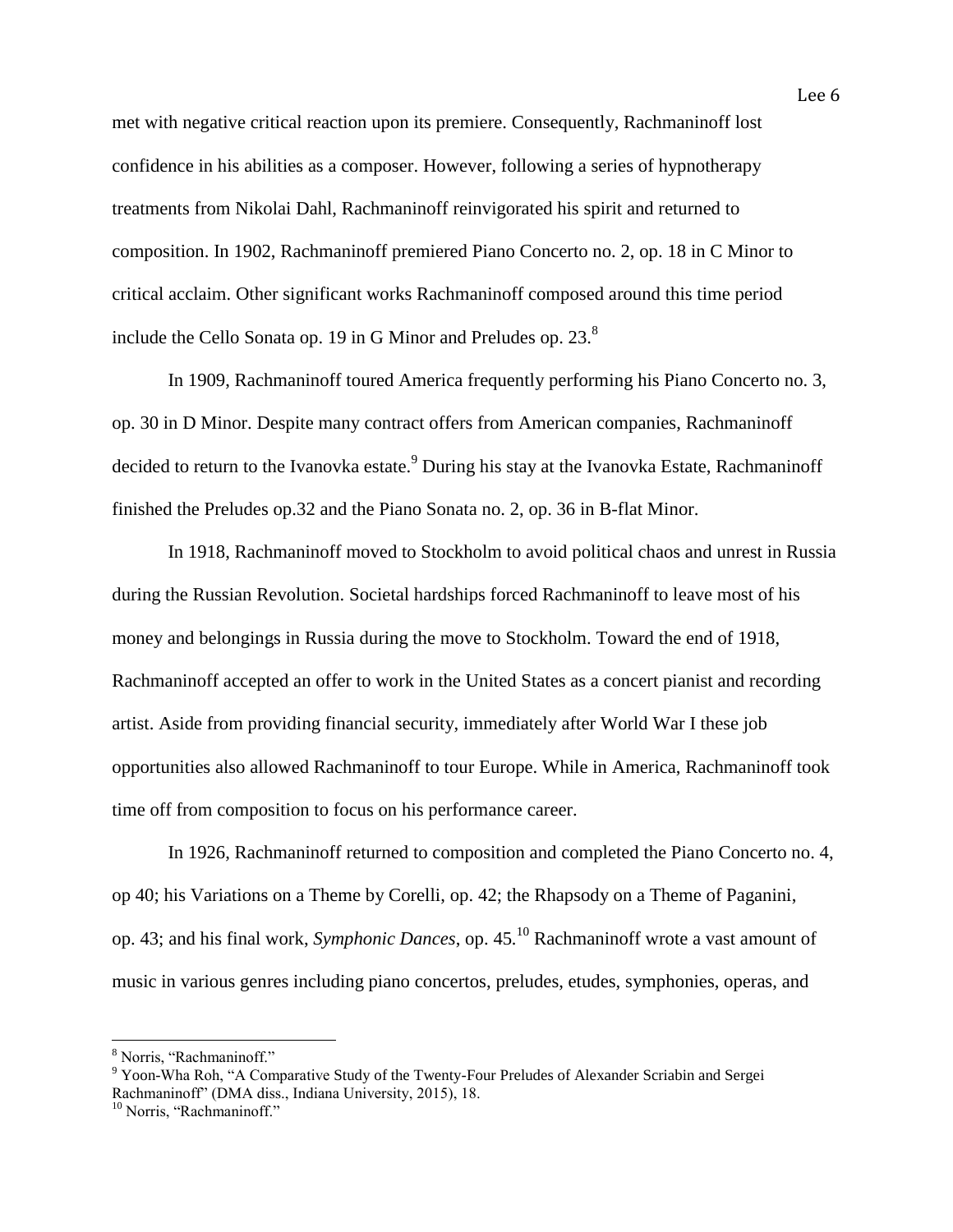met with negative critical reaction upon its premiere. Consequently, Rachmaninoff lost confidence in his abilities as a composer. However, following a series of hypnotherapy treatments from Nikolai Dahl, Rachmaninoff reinvigorated his spirit and returned to composition. In 1902, Rachmaninoff premiered Piano Concerto no. 2, op. 18 in C Minor to critical acclaim. Other significant works Rachmaninoff composed around this time period include the Cello Sonata op. 19 in G Minor and Preludes op. 23.[8]

In 1909, Rachmaninoff toured America frequently performing his Piano Concerto no. 3, op. 30 in D Minor. Despite many contract offers from American companies, Rachmaninoff decided to return to the Ivanovka estate.[9] During his stay at the Ivanovka Estate, Rachmaninoff finished the Preludes op.32 and the Piano Sonata no. 2, op. 36 in B-flat Minor.

In 1918, Rachmaninoff moved to Stockholm to avoid political chaos and unrest in Russia during the Russian Revolution. Societal hardships forced Rachmaninoff to leave most of his money and belongings in Russia during the move to Stockholm. Toward the end of 1918, Rachmaninoff accepted an offer to work in the United States as a concert pianist and recording artist. Aside from providing financial security, immediately after World War I these job opportunities also allowed Rachmaninoff to tour Europe. While in America, Rachmaninoff took time off from composition to focus on his performance career.

In 1926, Rachmaninoff returned to composition and completed the Piano Concerto no. 4, op 40; his Variations on a Theme by Corelli, op. 42; the Rhapsody on a Theme of Paganini, op. 43; and his final work, *Symphonic Dances*, op. 45.[10] Rachmaninoff wrote a vast amount of music in various genres including piano concertos, preludes, etudes, symphonies, operas, and

---

[8] Norris, "Rachmaninoff."

[9] Yoon-Wha Roh, "A Comparative Study of the Twenty-Four Preludes of Alexander Scriabin and Sergei Rachmaninoff" (DMA diss., Indiana University, 2015), 18.

[10] Norris, "Rachmaninoff."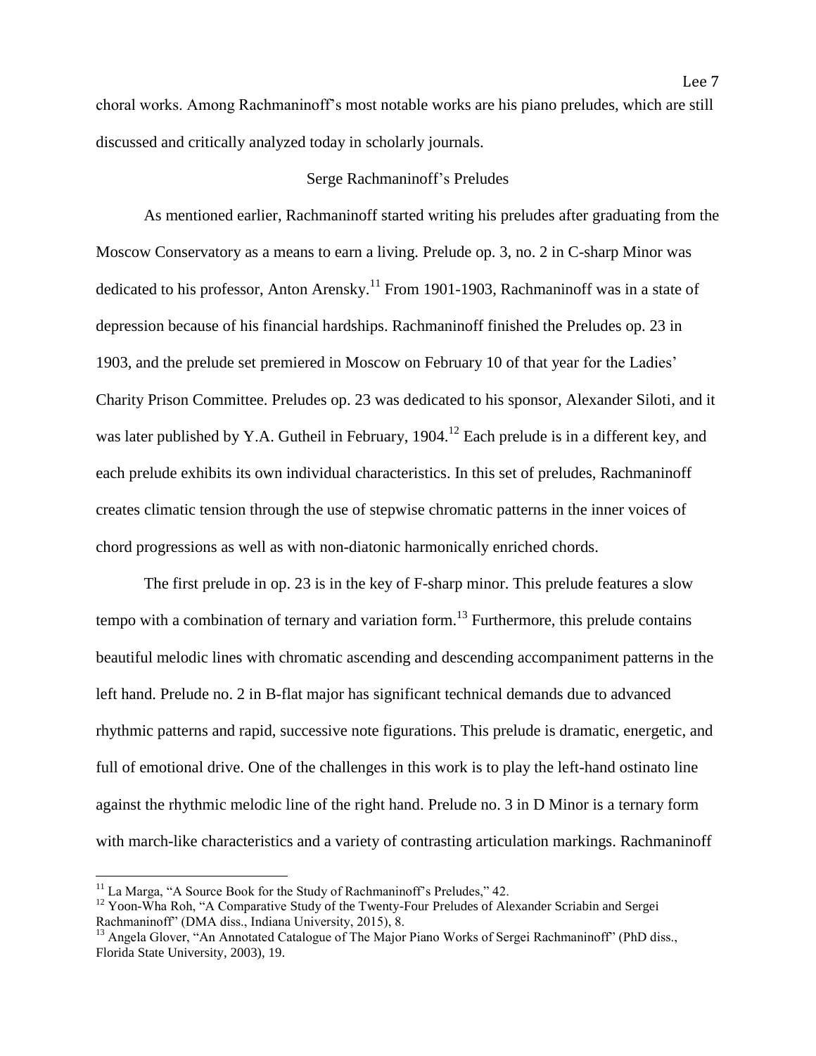choral works. Among Rachmaninoff's most notable works are his piano preludes, which are still discussed and critically analyzed today in scholarly journals.

## Serge Rachmaninoff's Preludes

As mentioned earlier, Rachmaninoff started writing his preludes after graduating from the Moscow Conservatory as a means to earn a living. Prelude op. 3, no. 2 in C-sharp Minor was dedicated to his professor, Anton Arensky.[11] From 1901-1903, Rachmaninoff was in a state of depression because of his financial hardships. Rachmaninoff finished the Preludes op. 23 in 1903, and the prelude set premiered in Moscow on February 10 of that year for the Ladies' Charity Prison Committee. Preludes op. 23 was dedicated to his sponsor, Alexander Siloti, and it was later published by Y.A. Gutheil in February, 1904.[12] Each prelude is in a different key, and each prelude exhibits its own individual characteristics. In this set of preludes, Rachmaninoff creates climatic tension through the use of stepwise chromatic patterns in the inner voices of chord progressions as well as with non-diatonic harmonically enriched chords.

The first prelude in op. 23 is in the key of F-sharp minor. This prelude features a slow tempo with a combination of ternary and variation form.[13] Furthermore, this prelude contains beautiful melodic lines with chromatic ascending and descending accompaniment patterns in the left hand. Prelude no. 2 in B-flat major has significant technical demands due to advanced rhythmic patterns and rapid, successive note figurations. This prelude is dramatic, energetic, and full of emotional drive. One of the challenges in this work is to play the left-hand ostinato line against the rhythmic melodic line of the right hand. Prelude no. 3 in D Minor is a ternary form with march-like characteristics and a variety of contrasting articulation markings. Rachmaninoff

---

[11] La Marga, "A Source Book for the Study of Rachmaninoff's Preludes," 42.

[12] Yoon-Wha Roh, "A Comparative Study of the Twenty-Four Preludes of Alexander Scriabin and Sergei Rachmaninoff" (DMA diss., Indiana University, 2015), 8.

[13] Angela Glover, "An Annotated Catalogue of The Major Piano Works of Sergei Rachmaninoff" (PhD diss., Florida State University, 2003), 19.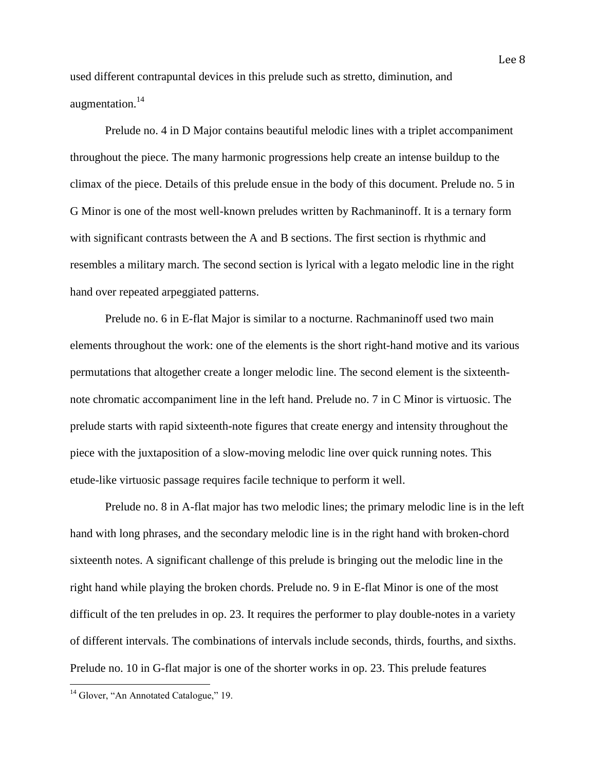used different contrapuntal devices in this prelude such as stretto, diminution, and augmentation.[14]

Prelude no. 4 in D Major contains beautiful melodic lines with a triplet accompaniment throughout the piece. The many harmonic progressions help create an intense buildup to the climax of the piece. Details of this prelude ensue in the body of this document. Prelude no. 5 in G Minor is one of the most well-known preludes written by Rachmaninoff. It is a ternary form with significant contrasts between the A and B sections. The first section is rhythmic and resembles a military march. The second section is lyrical with a legato melodic line in the right hand over repeated arpeggiated patterns.

Prelude no. 6 in E-flat Major is similar to a nocturne. Rachmaninoff used two main elements throughout the work: one of the elements is the short right-hand motive and its various permutations that altogether create a longer melodic line. The second element is the sixteenth-note chromatic accompaniment line in the left hand. Prelude no. 7 in C Minor is virtuosic. The prelude starts with rapid sixteenth-note figures that create energy and intensity throughout the piece with the juxtaposition of a slow-moving melodic line over quick running notes. This etude-like virtuosic passage requires facile technique to perform it well.

Prelude no. 8 in A-flat major has two melodic lines; the primary melodic line is in the left hand with long phrases, and the secondary melodic line is in the right hand with broken-chord sixteenth notes. A significant challenge of this prelude is bringing out the melodic line in the right hand while playing the broken chords. Prelude no. 9 in E-flat Minor is one of the most difficult of the ten preludes in op. 23. It requires the performer to play double-notes in a variety of different intervals. The combinations of intervals include seconds, thirds, fourths, and sixths. Prelude no. 10 in G-flat major is one of the shorter works in op. 23. This prelude features

[14] Glover, "An Annotated Catalogue," 19.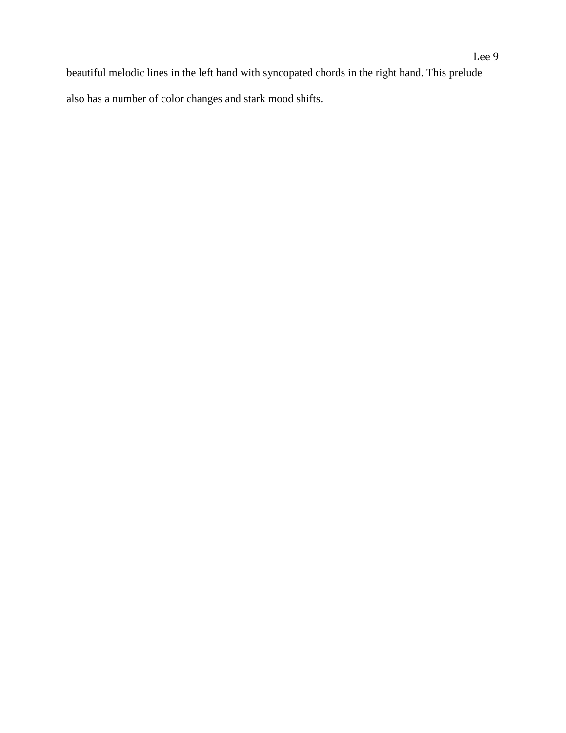beautiful melodic lines in the left hand with syncopated chords in the right hand. This prelude also has a number of color changes and stark mood shifts.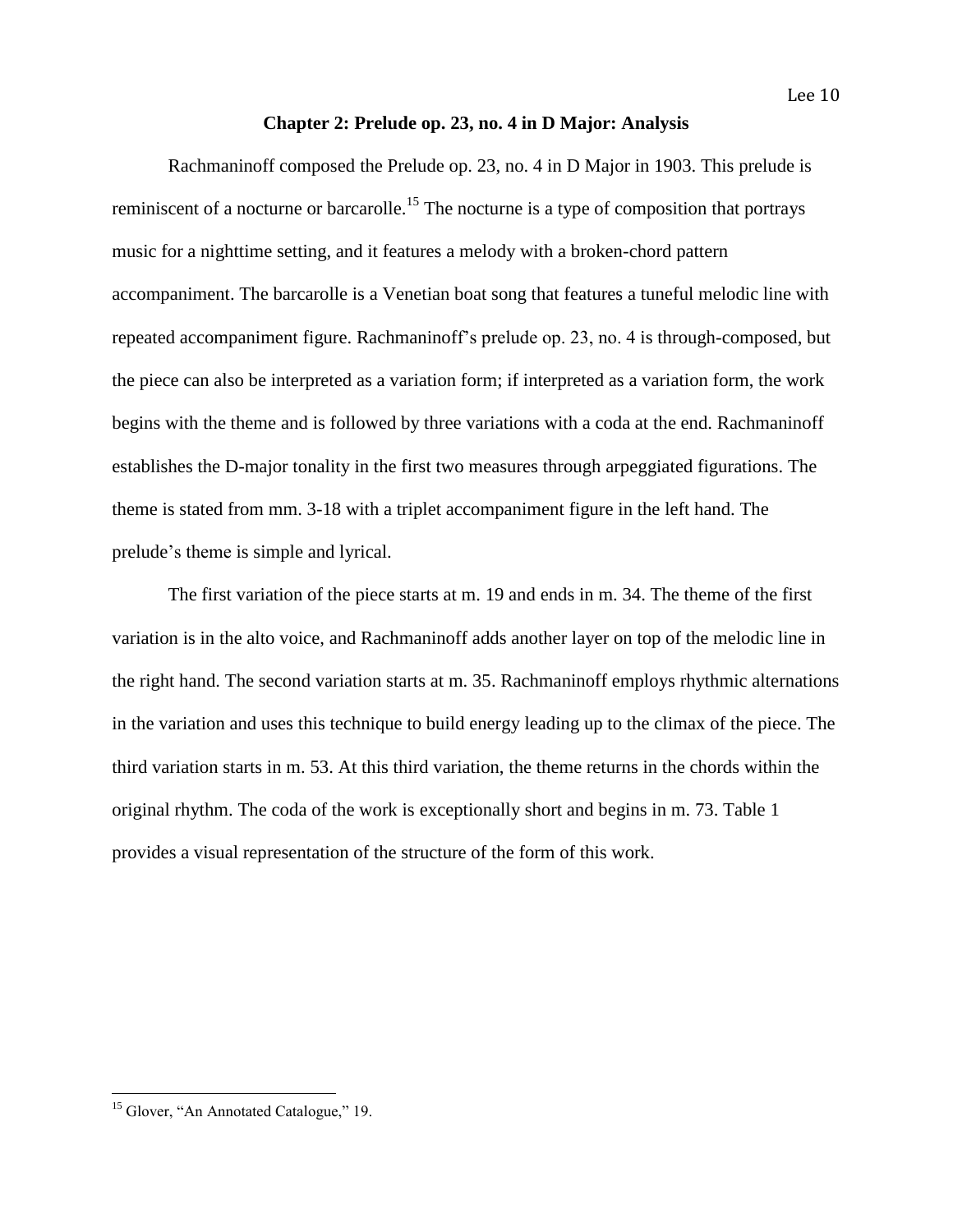## Chapter 2: Prelude op. 23, no. 4 in D Major: Analysis

Rachmaninoff composed the Prelude op. 23, no. 4 in D Major in 1903. This prelude is reminiscent of a nocturne or barcarolle.[15] The nocturne is a type of composition that portrays music for a nighttime setting, and it features a melody with a broken-chord pattern accompaniment. The barcarolle is a Venetian boat song that features a tuneful melodic line with repeated accompaniment figure. Rachmaninoff's prelude op. 23, no. 4 is through-composed, but the piece can also be interpreted as a variation form; if interpreted as a variation form, the work begins with the theme and is followed by three variations with a coda at the end. Rachmaninoff establishes the D-major tonality in the first two measures through arpeggiated figurations. The theme is stated from mm. 3-18 with a triplet accompaniment figure in the left hand. The prelude's theme is simple and lyrical.

The first variation of the piece starts at m. 19 and ends in m. 34. The theme of the first variation is in the alto voice, and Rachmaninoff adds another layer on top of the melodic line in the right hand. The second variation starts at m. 35. Rachmaninoff employs rhythmic alternations in the variation and uses this technique to build energy leading up to the climax of the piece. The third variation starts in m. 53. At this third variation, the theme returns in the chords within the original rhythm. The coda of the work is exceptionally short and begins in m. 73. Table 1 provides a visual representation of the structure of the form of this work.

---

[15] Glover, "An Annotated Catalogue," 19.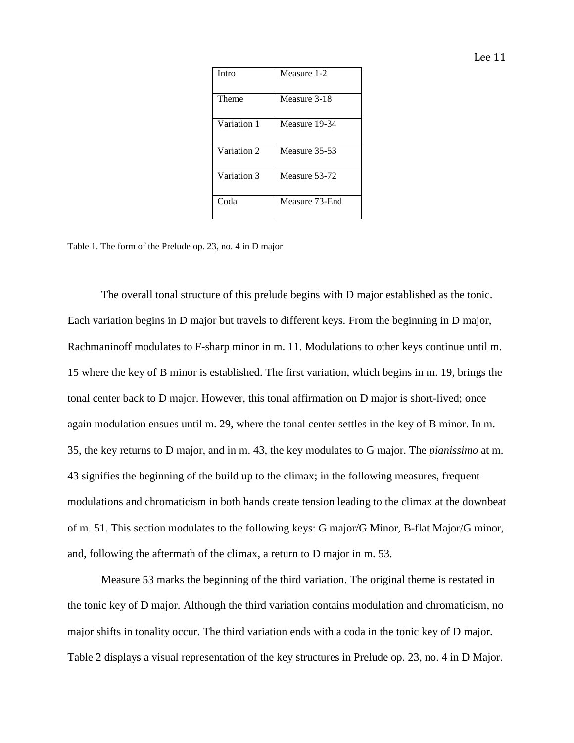| Intro | Measure 1-2 |
|---|---|
| Theme | Measure 3-18 |
| Variation 1 | Measure 19-34 |
| Variation 2 | Measure 35-53 |
| Variation 3 | Measure 53-72 |
| Coda | Measure 73-End |

Table 1. The form of the Prelude op. 23, no. 4 in D major

The overall tonal structure of this prelude begins with D major established as the tonic. Each variation begins in D major but travels to different keys. From the beginning in D major, Rachmaninoff modulates to F-sharp minor in m. 11. Modulations to other keys continue until m. 15 where the key of B minor is established. The first variation, which begins in m. 19, brings the tonal center back to D major. However, this tonal affirmation on D major is short-lived; once again modulation ensues until m. 29, where the tonal center settles in the key of B minor. In m. 35, the key returns to D major, and in m. 43, the key modulates to G major. The *pianissimo* at m. 43 signifies the beginning of the build up to the climax; in the following measures, frequent modulations and chromaticism in both hands create tension leading to the climax at the downbeat of m. 51. This section modulates to the following keys: G major/G Minor, B-flat Major/G minor, and, following the aftermath of the climax, a return to D major in m. 53.

Measure 53 marks the beginning of the third variation. The original theme is restated in the tonic key of D major. Although the third variation contains modulation and chromaticism, no major shifts in tonality occur. The third variation ends with a coda in the tonic key of D major. Table 2 displays a visual representation of the key structures in Prelude op. 23, no. 4 in D Major.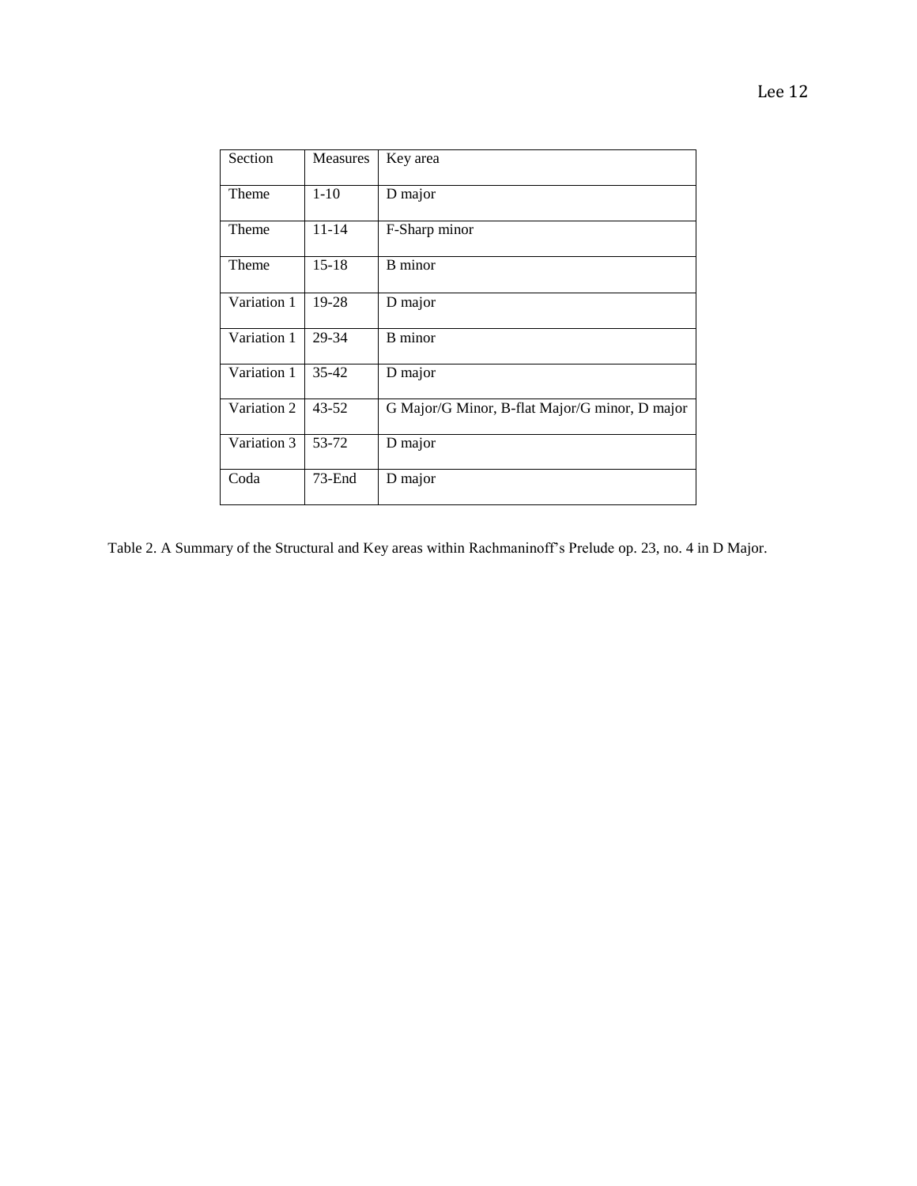| Section | Measures | Key area |
| --- | --- | --- |
| Theme | 1-10 | D major |
| Theme | 11-14 | F-Sharp minor |
| Theme | 15-18 | B minor |
| Variation 1 | 19-28 | D major |
| Variation 1 | 29-34 | B minor |
| Variation 1 | 35-42 | D major |
| Variation 2 | 43-52 | G Major/G Minor, B-flat Major/G minor, D major |
| Variation 3 | 53-72 | D major |
| Coda | 73-End | D major |

Table 2. A Summary of the Structural and Key areas within Rachmaninoff's Prelude op. 23, no. 4 in D Major.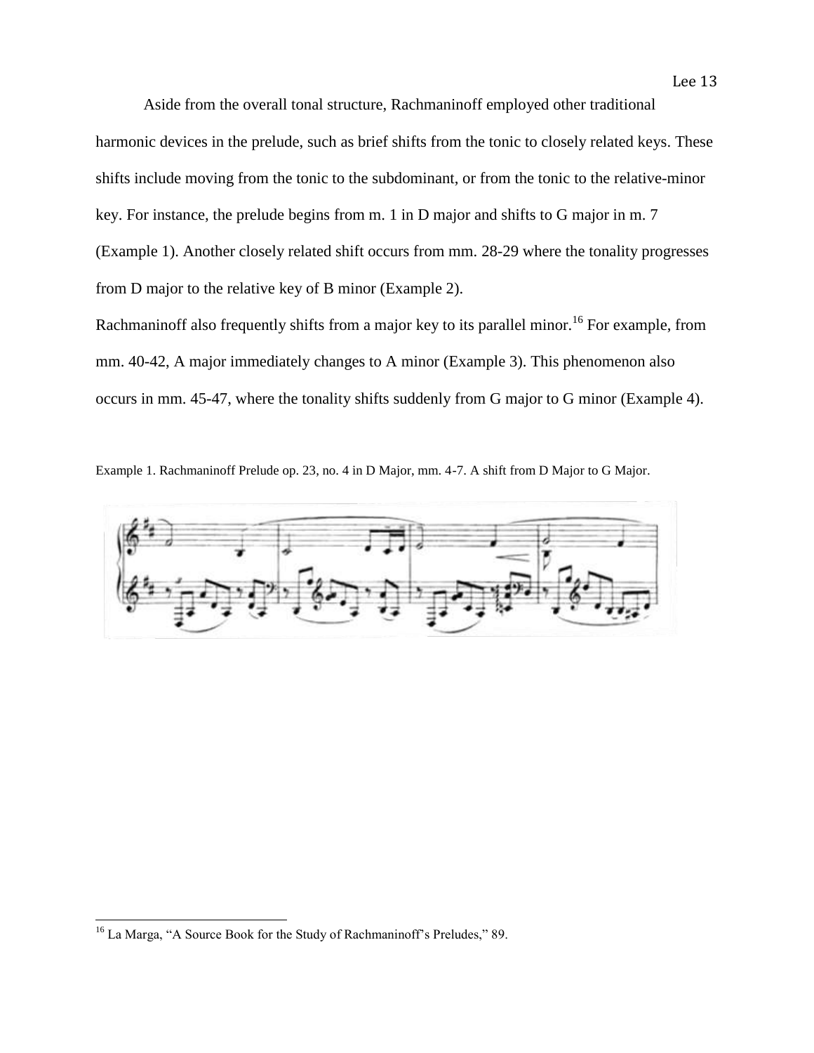Aside from the overall tonal structure, Rachmaninoff employed other traditional harmonic devices in the prelude, such as brief shifts from the tonic to closely related keys. These shifts include moving from the tonic to the subdominant, or from the tonic to the relative-minor key. For instance, the prelude begins from m. 1 in D major and shifts to G major in m. 7 (Example 1). Another closely related shift occurs from mm. 28-29 where the tonality progresses from D major to the relative key of B minor (Example 2).

Rachmaninoff also frequently shifts from a major key to its parallel minor.[16] For example, from mm. 40-42, A major immediately changes to A minor (Example 3). This phenomenon also occurs in mm. 45-47, where the tonality shifts suddenly from G major to G minor (Example 4).

Example 1. Rachmaninoff Prelude op. 23, no. 4 in D Major, mm. 4-7. A shift from D Major to G Major.

[16] La Marga, "A Source Book for the Study of Rachmaninoff's Preludes," 89.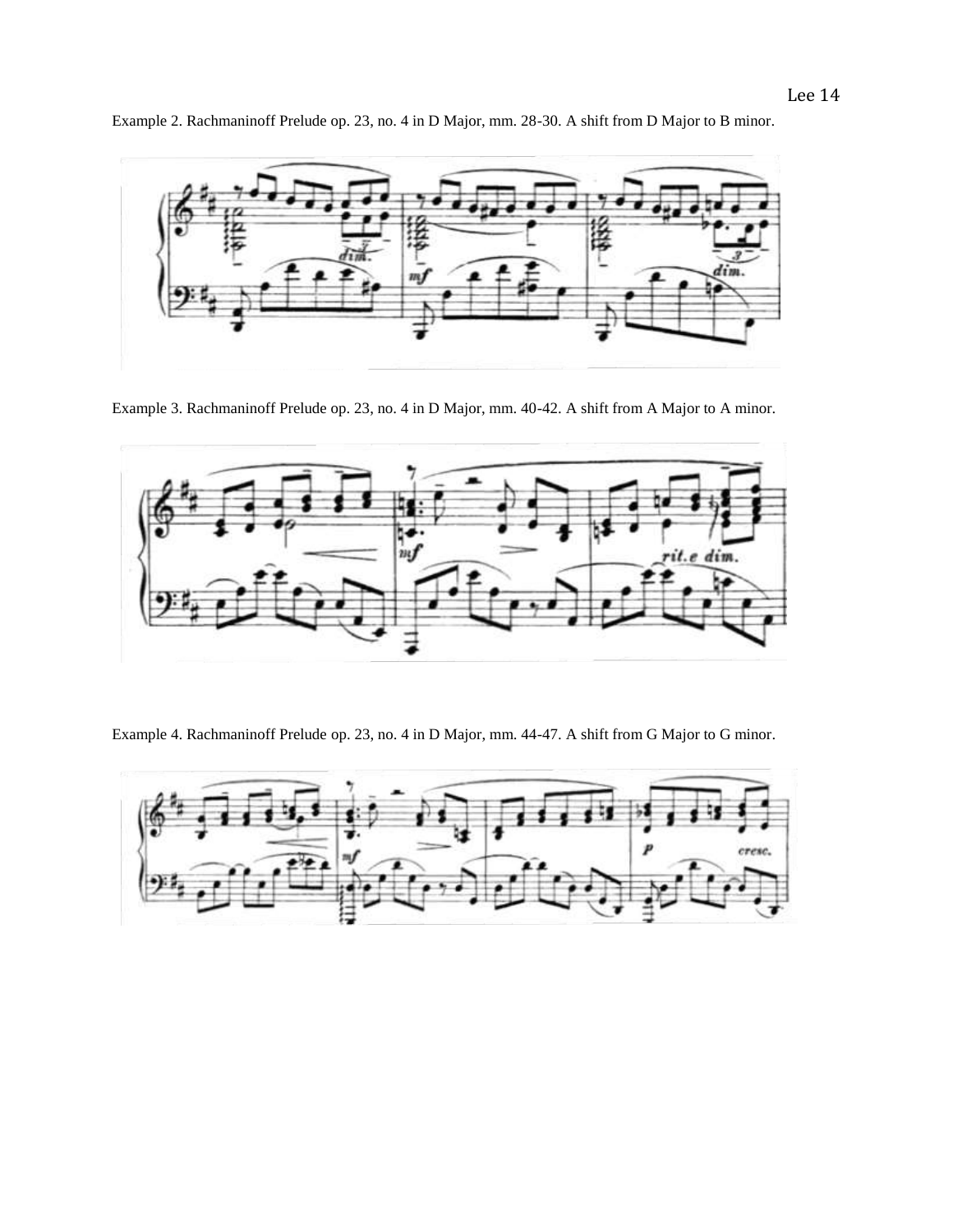Example 2. Rachmaninoff Prelude op. 23, no. 4 in D Major, mm. 28-30. A shift from D Major to B minor.

Example 3. Rachmaninoff Prelude op. 23, no. 4 in D Major, mm. 40-42. A shift from A Major to A minor.

Example 4. Rachmaninoff Prelude op. 23, no. 4 in D Major, mm. 44-47. A shift from G Major to G minor.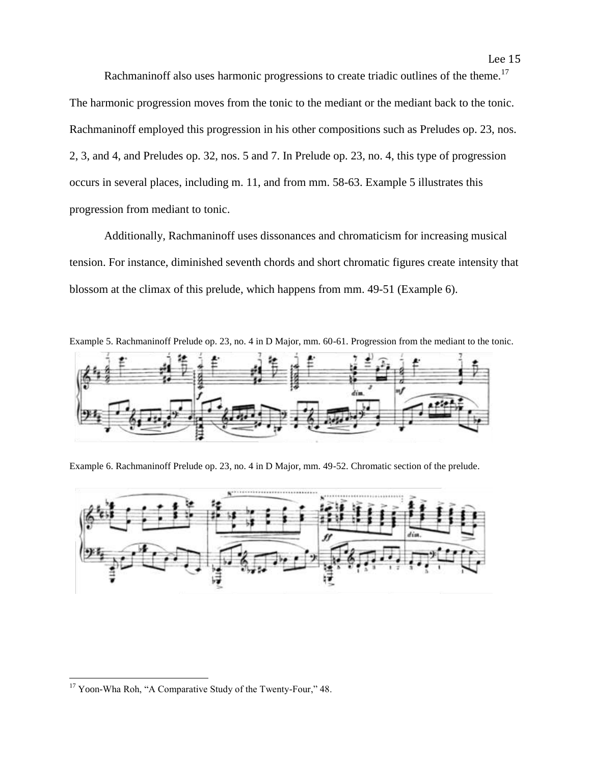Rachmaninoff also uses harmonic progressions to create triadic outlines of the theme.[17] The harmonic progression moves from the tonic to the mediant or the mediant back to the tonic. Rachmaninoff employed this progression in his other compositions such as Preludes op. 23, nos. 2, 3, and 4, and Preludes op. 32, nos. 5 and 7. In Prelude op. 23, no. 4, this type of progression occurs in several places, including m. 11, and from mm. 58-63. Example 5 illustrates this progression from mediant to tonic.

Additionally, Rachmaninoff uses dissonances and chromaticism for increasing musical tension. For instance, diminished seventh chords and short chromatic figures create intensity that blossom at the climax of this prelude, which happens from mm. 49-51 (Example 6).

Example 5. Rachmaninoff Prelude op. 23, no. 4 in D Major, mm. 60-61. Progression from the mediant to the tonic.

Example 6. Rachmaninoff Prelude op. 23, no. 4 in D Major, mm. 49-52. Chromatic section of the prelude.

[17] Yoon-Wha Roh, "A Comparative Study of the Twenty-Four," 48.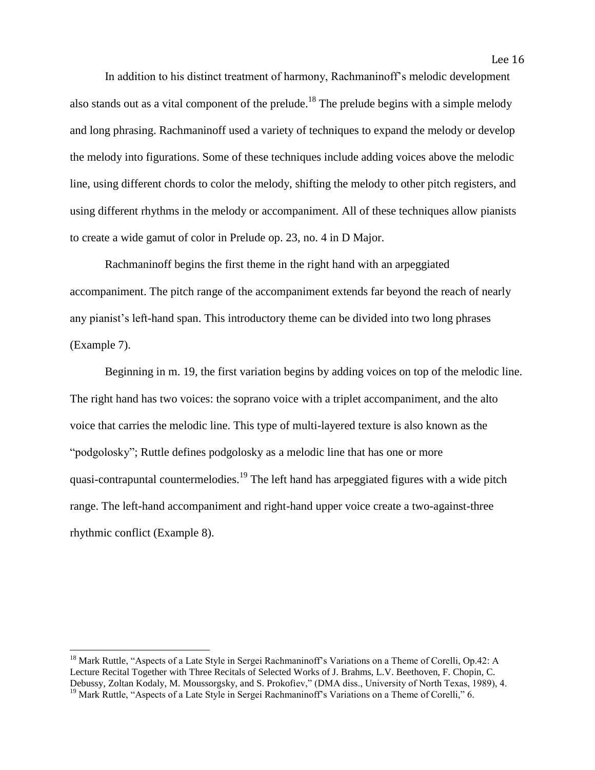In addition to his distinct treatment of harmony, Rachmaninoff's melodic development also stands out as a vital component of the prelude.[18] The prelude begins with a simple melody and long phrasing. Rachmaninoff used a variety of techniques to expand the melody or develop the melody into figurations. Some of these techniques include adding voices above the melodic line, using different chords to color the melody, shifting the melody to other pitch registers, and using different rhythms in the melody or accompaniment. All of these techniques allow pianists to create a wide gamut of color in Prelude op. 23, no. 4 in D Major.

Rachmaninoff begins the first theme in the right hand with an arpeggiated accompaniment. The pitch range of the accompaniment extends far beyond the reach of nearly any pianist's left-hand span. This introductory theme can be divided into two long phrases (Example 7).

Beginning in m. 19, the first variation begins by adding voices on top of the melodic line. The right hand has two voices: the soprano voice with a triplet accompaniment, and the alto voice that carries the melodic line. This type of multi-layered texture is also known as the "podgolosky"; Ruttle defines podgolosky as a melodic line that has one or more quasi-contrapuntal countermelodies.[19] The left hand has arpeggiated figures with a wide pitch range. The left-hand accompaniment and right-hand upper voice create a two-against-three rhythmic conflict (Example 8).

---

[18] Mark Ruttle, "Aspects of a Late Style in Sergei Rachmaninoff's Variations on a Theme of Corelli, Op.42: A Lecture Recital Together with Three Recitals of Selected Works of J. Brahms, L.V. Beethoven, F. Chopin, C. Debussy, Zoltan Kodaly, M. Moussorgsky, and S. Prokofiev," (DMA diss., University of North Texas, 1989), 4.

[19] Mark Ruttle, "Aspects of a Late Style in Sergei Rachmaninoff's Variations on a Theme of Corelli," 6.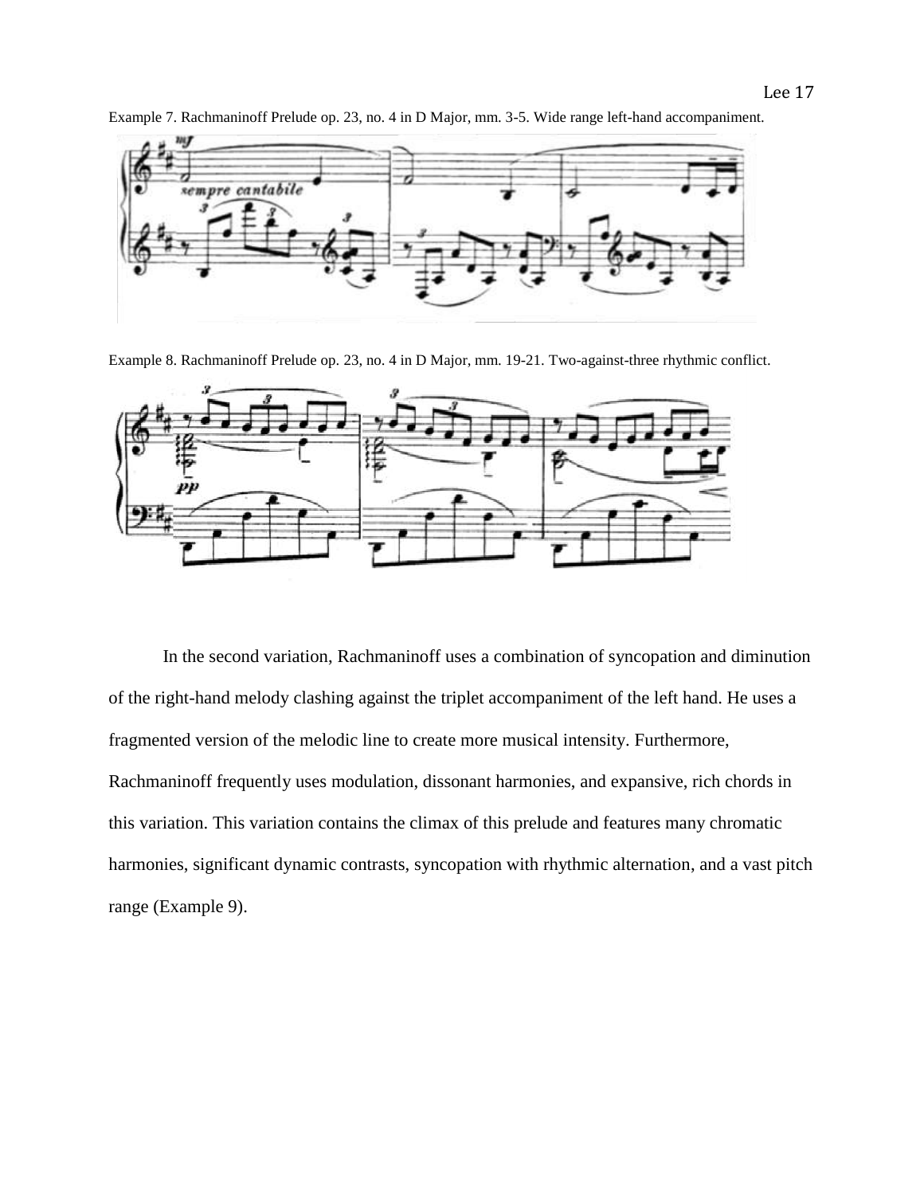Example 7. Rachmaninoff Prelude op. 23, no. 4 in D Major, mm. 3-5. Wide range left-hand accompaniment.

Example 8. Rachmaninoff Prelude op. 23, no. 4 in D Major, mm. 19-21. Two-against-three rhythmic conflict.

In the second variation, Rachmaninoff uses a combination of syncopation and diminution of the right-hand melody clashing against the triplet accompaniment of the left hand. He uses a fragmented version of the melodic line to create more musical intensity. Furthermore, Rachmaninoff frequently uses modulation, dissonant harmonies, and expansive, rich chords in this variation. This variation contains the climax of this prelude and features many chromatic harmonies, significant dynamic contrasts, syncopation with rhythmic alternation, and a vast pitch range (Example 9).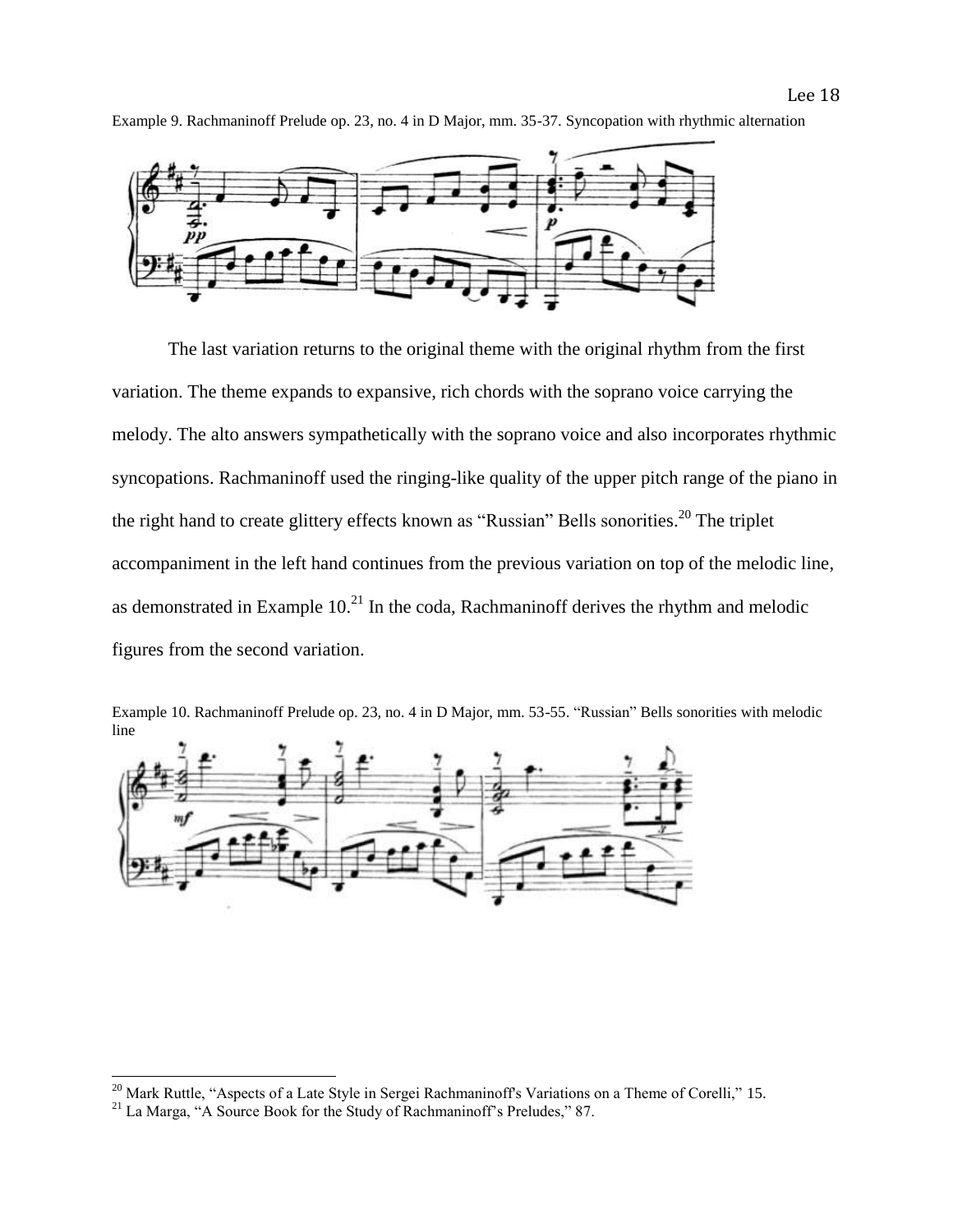Example 9. Rachmaninoff Prelude op. 23, no. 4 in D Major, mm. 35-37. Syncopation with rhythmic alternation

The last variation returns to the original theme with the original rhythm from the first variation. The theme expands to expansive, rich chords with the soprano voice carrying the melody. The alto answers sympathetically with the soprano voice and also incorporates rhythmic syncopations. Rachmaninoff used the ringing-like quality of the upper pitch range of the piano in the right hand to create glittery effects known as "Russian" Bells sonorities.[20] The triplet accompaniment in the left hand continues from the previous variation on top of the melodic line, as demonstrated in Example 10.[21] In the coda, Rachmaninoff derives the rhythm and melodic figures from the second variation.

Example 10. Rachmaninoff Prelude op. 23, no. 4 in D Major, mm. 53-55. "Russian" Bells sonorities with melodic line

[20] Mark Ruttle, "Aspects of a Late Style in Sergei Rachmaninoff's Variations on a Theme of Corelli," 15.

[21] La Marga, "A Source Book for the Study of Rachmaninoff's Preludes," 87.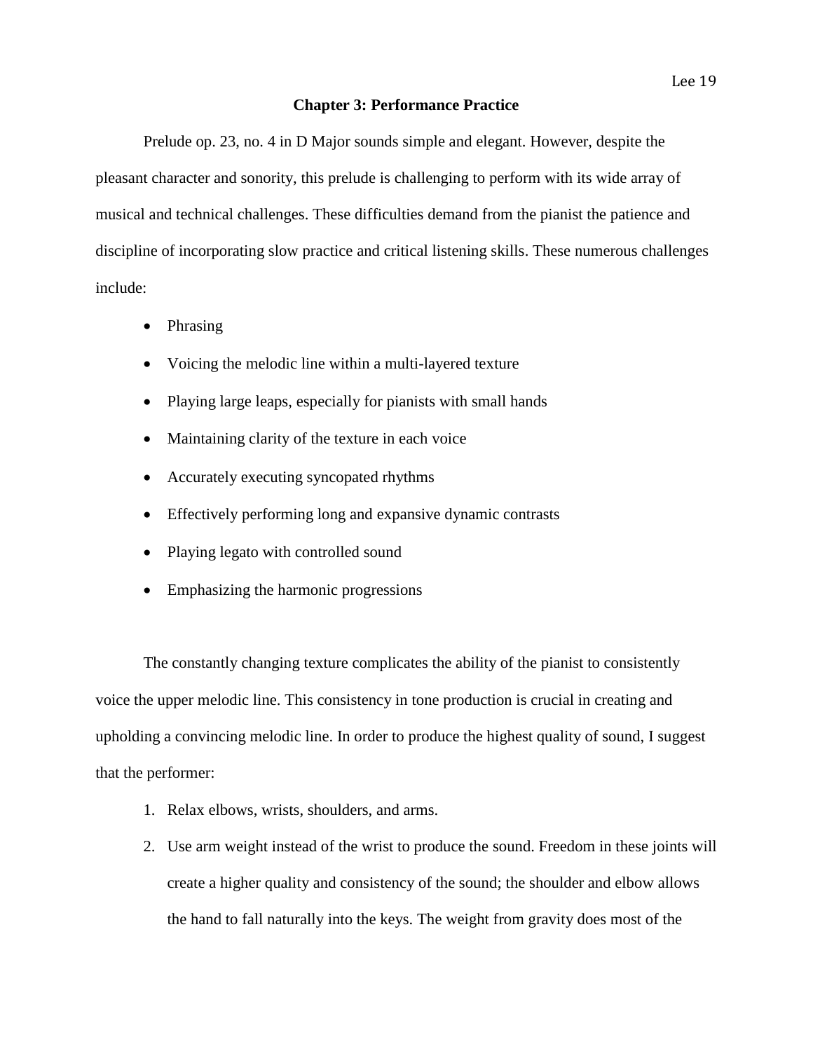## Chapter 3: Performance Practice

Prelude op. 23, no. 4 in D Major sounds simple and elegant. However, despite the pleasant character and sonority, this prelude is challenging to perform with its wide array of musical and technical challenges. These difficulties demand from the pianist the patience and discipline of incorporating slow practice and critical listening skills. These numerous challenges include:

- Phrasing
- Voicing the melodic line within a multi-layered texture
- Playing large leaps, especially for pianists with small hands
- Maintaining clarity of the texture in each voice
- Accurately executing syncopated rhythms
- Effectively performing long and expansive dynamic contrasts
- Playing legato with controlled sound
- Emphasizing the harmonic progressions

The constantly changing texture complicates the ability of the pianist to consistently voice the upper melodic line. This consistency in tone production is crucial in creating and upholding a convincing melodic line. In order to produce the highest quality of sound, I suggest that the performer:

1. Relax elbows, wrists, shoulders, and arms.
2. Use arm weight instead of the wrist to produce the sound. Freedom in these joints will create a higher quality and consistency of the sound; the shoulder and elbow allows the hand to fall naturally into the keys. The weight from gravity does most of the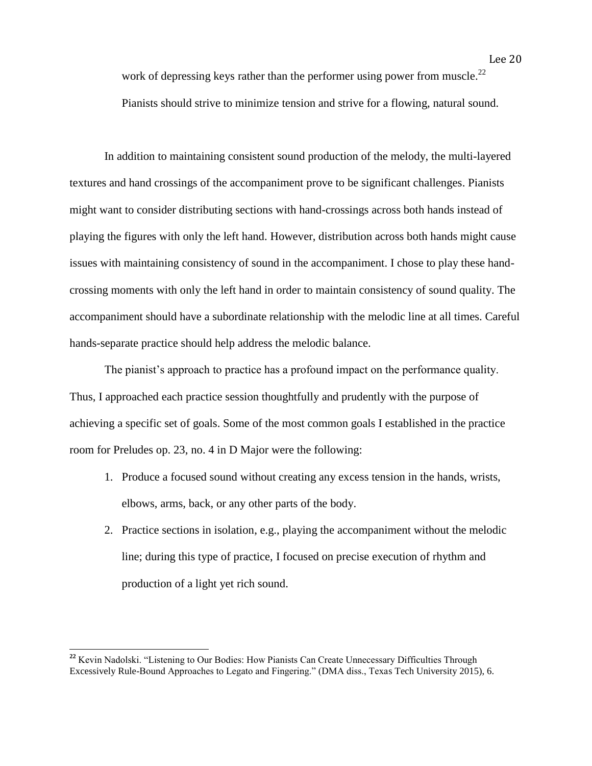work of depressing keys rather than the performer using power from muscle.[22] Pianists should strive to minimize tension and strive for a flowing, natural sound.

In addition to maintaining consistent sound production of the melody, the multi-layered textures and hand crossings of the accompaniment prove to be significant challenges. Pianists might want to consider distributing sections with hand-crossings across both hands instead of playing the figures with only the left hand. However, distribution across both hands might cause issues with maintaining consistency of sound in the accompaniment. I chose to play these hand-crossing moments with only the left hand in order to maintain consistency of sound quality. The accompaniment should have a subordinate relationship with the melodic line at all times. Careful hands-separate practice should help address the melodic balance.

The pianist's approach to practice has a profound impact on the performance quality. Thus, I approached each practice session thoughtfully and prudently with the purpose of achieving a specific set of goals. Some of the most common goals I established in the practice room for Preludes op. 23, no. 4 in D Major were the following:

1. Produce a focused sound without creating any excess tension in the hands, wrists, elbows, arms, back, or any other parts of the body.
2. Practice sections in isolation, e.g., playing the accompaniment without the melodic line; during this type of practice, I focused on precise execution of rhythm and production of a light yet rich sound.

---

[22] Kevin Nadolski. "Listening to Our Bodies: How Pianists Can Create Unnecessary Difficulties Through Excessively Rule-Bound Approaches to Legato and Fingering." (DMA diss., Texas Tech University 2015), 6.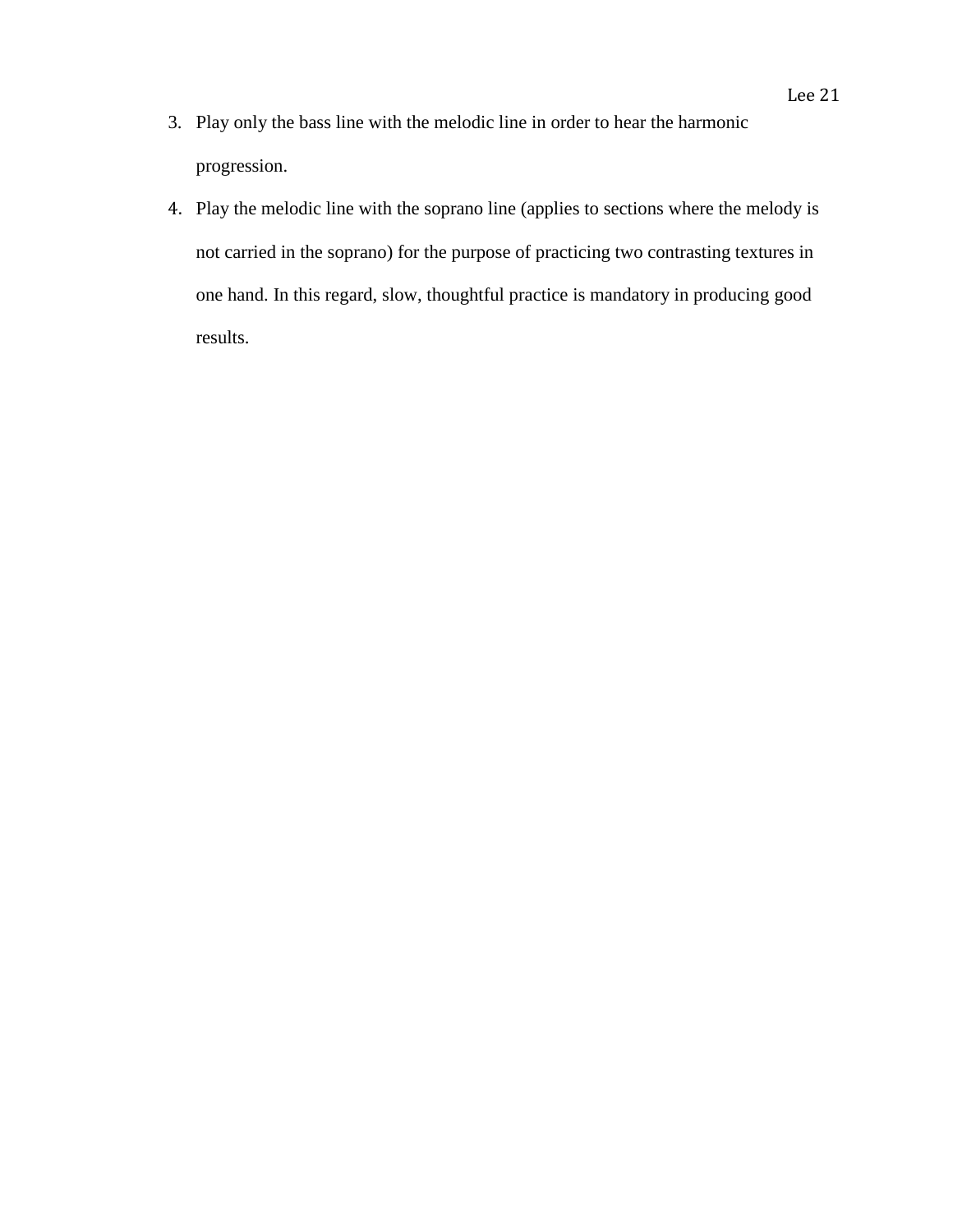3. Play only the bass line with the melodic line in order to hear the harmonic progression.
4. Play the melodic line with the soprano line (applies to sections where the melody is not carried in the soprano) for the purpose of practicing two contrasting textures in one hand. In this regard, slow, thoughtful practice is mandatory in producing good results.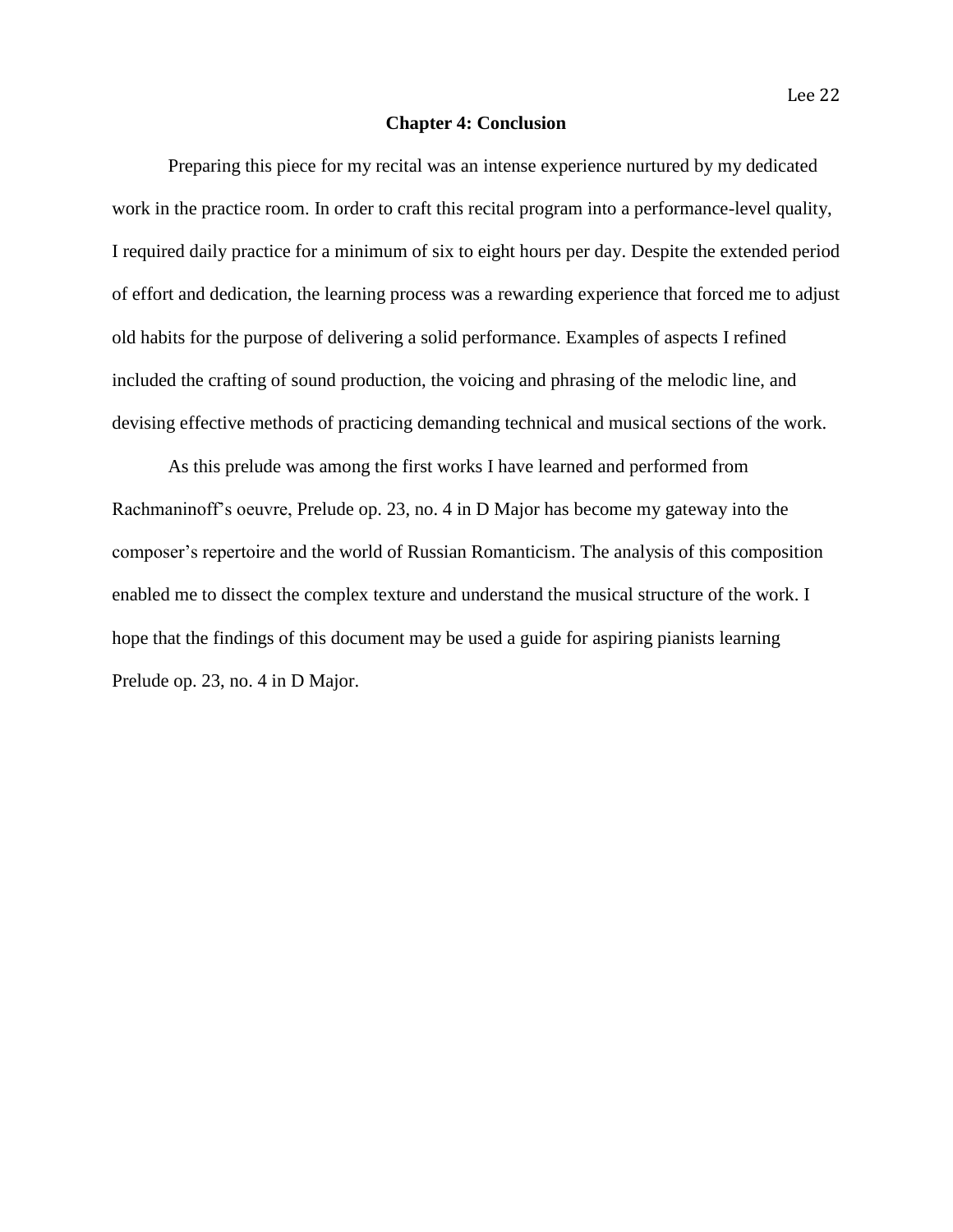## Chapter 4: Conclusion

Preparing this piece for my recital was an intense experience nurtured by my dedicated work in the practice room. In order to craft this recital program into a performance-level quality, I required daily practice for a minimum of six to eight hours per day. Despite the extended period of effort and dedication, the learning process was a rewarding experience that forced me to adjust old habits for the purpose of delivering a solid performance. Examples of aspects I refined included the crafting of sound production, the voicing and phrasing of the melodic line, and devising effective methods of practicing demanding technical and musical sections of the work.

As this prelude was among the first works I have learned and performed from Rachmaninoff's oeuvre, Prelude op. 23, no. 4 in D Major has become my gateway into the composer's repertoire and the world of Russian Romanticism. The analysis of this composition enabled me to dissect the complex texture and understand the musical structure of the work. I hope that the findings of this document may be used a guide for aspiring pianists learning Prelude op. 23, no. 4 in D Major.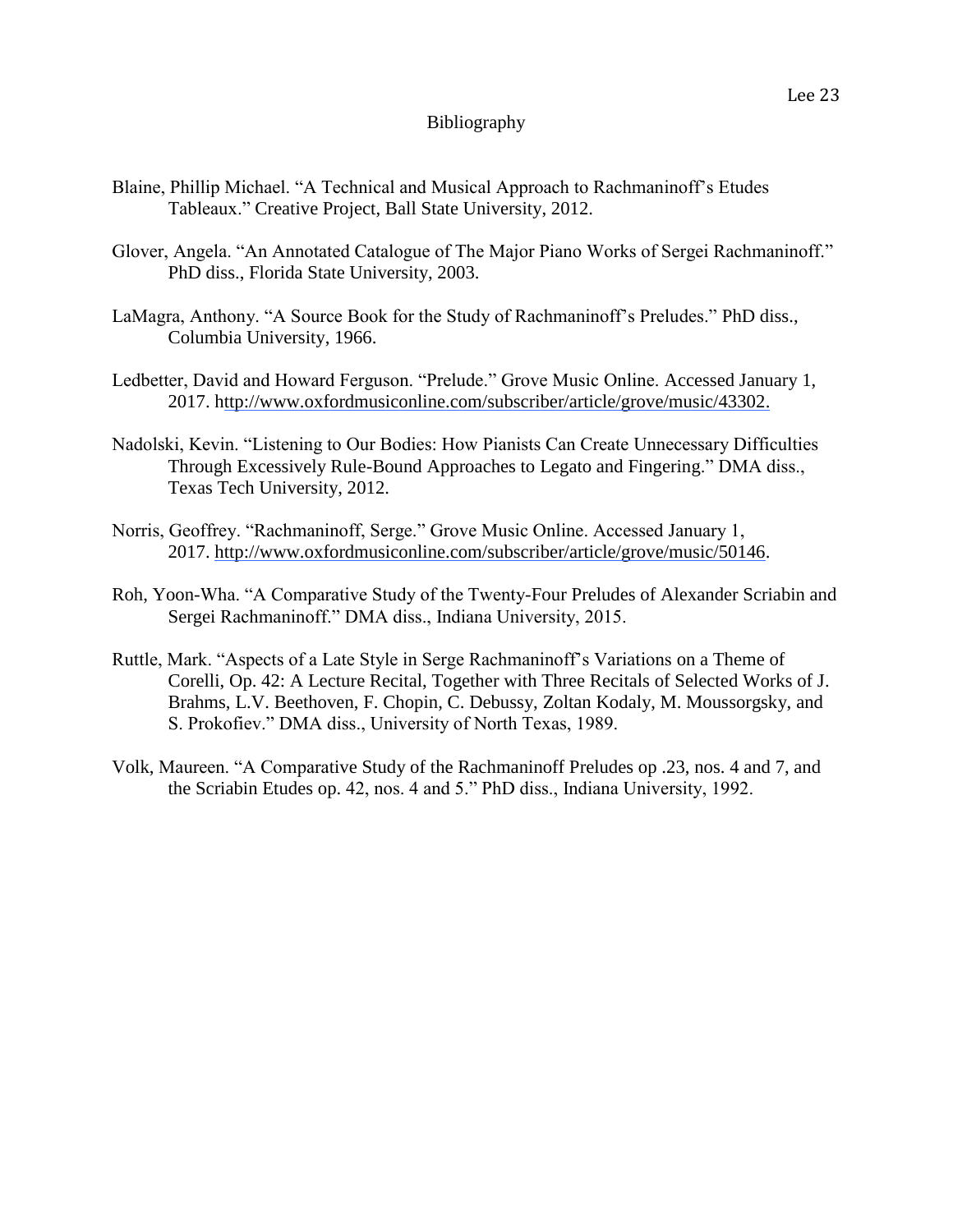# Bibliography

Blaine, Phillip Michael. "A Technical and Musical Approach to Rachmaninoff's Etudes Tableaux." Creative Project, Ball State University, 2012.

Glover, Angela. "An Annotated Catalogue of The Major Piano Works of Sergei Rachmaninoff." PhD diss., Florida State University, 2003.

LaMagra, Anthony. "A Source Book for the Study of Rachmaninoff's Preludes." PhD diss., Columbia University, 1966.

Ledbetter, David and Howard Ferguson. "Prelude." Grove Music Online. Accessed January 1, 2017. http://www.oxfordmusiconline.com/subscriber/article/grove/music/43302.

Nadolski, Kevin. "Listening to Our Bodies: How Pianists Can Create Unnecessary Difficulties Through Excessively Rule-Bound Approaches to Legato and Fingering." DMA diss., Texas Tech University, 2012.

Norris, Geoffrey. "Rachmaninoff, Serge." Grove Music Online. Accessed January 1, 2017. http://www.oxfordmusiconline.com/subscriber/article/grove/music/50146.

Roh, Yoon-Wha. "A Comparative Study of the Twenty-Four Preludes of Alexander Scriabin and Sergei Rachmaninoff." DMA diss., Indiana University, 2015.

Ruttle, Mark. "Aspects of a Late Style in Serge Rachmaninoff's Variations on a Theme of Corelli, Op. 42: A Lecture Recital, Together with Three Recitals of Selected Works of J. Brahms, L.V. Beethoven, F. Chopin, C. Debussy, Zoltan Kodaly, M. Moussorgsky, and S. Prokofiev." DMA diss., University of North Texas, 1989.

Volk, Maureen. "A Comparative Study of the Rachmaninoff Preludes op .23, nos. 4 and 7, and the Scriabin Etudes op. 42, nos. 4 and 5." PhD diss., Indiana University, 1992.